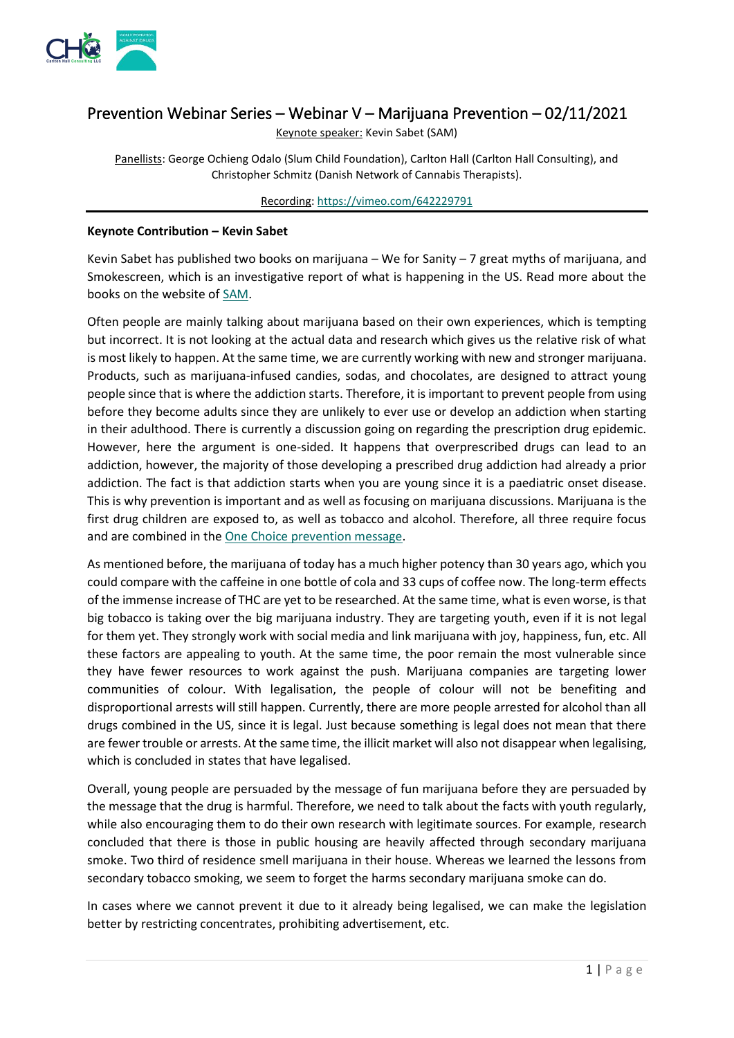# Prevention Webinar Series – Webinar V – Marijuana Prevention – 02/11/2021

Keynote speaker: Kevin Sabet (SAM)

Panellists: George Ochieng Odalo (Slum Child Foundation), Carlton Hall (Carlton Hall Consulting), and Christopher Schmitz (Danish Network of Cannabis Therapists).

Recording: https://vimeo.com/642229791

---

**Keynote Contribution – Kevin Sabet**

Kevin Sabet has published two books on marijuana – We for Sanity – 7 great myths of marijuana, and Smokescreen, which is an investigative report of what is happening in the US. Read more about the books on the website of SAM.

Often people are mainly talking about marijuana based on their own experiences, which is tempting but incorrect. It is not looking at the actual data and research which gives us the relative risk of what is most likely to happen. At the same time, we are currently working with new and stronger marijuana. Products, such as marijuana-infused candies, sodas, and chocolates, are designed to attract young people since that is where the addiction starts. Therefore, it is important to prevent people from using before they become adults since they are unlikely to ever use or develop an addiction when starting in their adulthood. There is currently a discussion going on regarding the prescription drug epidemic. However, here the argument is one-sided. It happens that overprescribed drugs can lead to an addiction, however, the majority of those developing a prescribed drug addiction had already a prior addiction. The fact is that addiction starts when you are young since it is a paediatric onset disease. This is why prevention is important and as well as focusing on marijuana discussions. Marijuana is the first drug children are exposed to, as well as tobacco and alcohol. Therefore, all three require focus and are combined in the One Choice prevention message.

As mentioned before, the marijuana of today has a much higher potency than 30 years ago, which you could compare with the caffeine in one bottle of cola and 33 cups of coffee now. The long-term effects of the immense increase of THC are yet to be researched. At the same time, what is even worse, is that big tobacco is taking over the big marijuana industry. They are targeting youth, even if it is not legal for them yet. They strongly work with social media and link marijuana with joy, happiness, fun, etc. All these factors are appealing to youth. At the same time, the poor remain the most vulnerable since they have fewer resources to work against the push. Marijuana companies are targeting lower communities of colour. With legalisation, the people of colour will not be benefiting and disproportional arrests will still happen. Currently, there are more people arrested for alcohol than all drugs combined in the US, since it is legal. Just because something is legal does not mean that there are fewer trouble or arrests. At the same time, the illicit market will also not disappear when legalising, which is concluded in states that have legalised.

Overall, young people are persuaded by the message of fun marijuana before they are persuaded by the message that the drug is harmful. Therefore, we need to talk about the facts with youth regularly, while also encouraging them to do their own research with legitimate sources. For example, research concluded that there is those in public housing are heavily affected through secondary marijuana smoke. Two third of residence smell marijuana in their house. Whereas we learned the lessons from secondary tobacco smoking, we seem to forget the harms secondary marijuana smoke can do.

In cases where we cannot prevent it due to it already being legalised, we can make the legislation better by restricting concentrates, prohibiting advertisement, etc.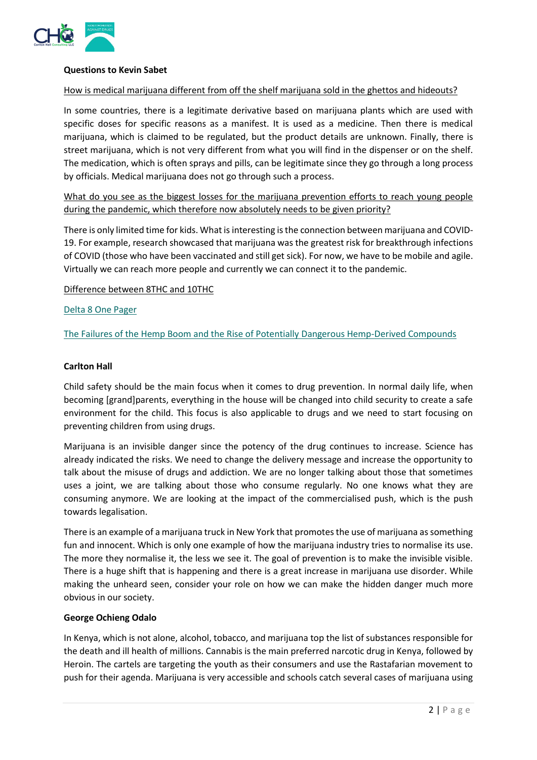**Questions to Kevin Sabet**

How is medical marijuana different from off the shelf marijuana sold in the ghettos and hideouts?

In some countries, there is a legitimate derivative based on marijuana plants which are used with specific doses for specific reasons as a manifest. It is used as a medicine. Then there is medical marijuana, which is claimed to be regulated, but the product details are unknown. Finally, there is street marijuana, which is not very different from what you will find in the dispenser or on the shelf. The medication, which is often sprays and pills, can be legitimate since they go through a long process by officials. Medical marijuana does not go through such a process.

What do you see as the biggest losses for the marijuana prevention efforts to reach young people during the pandemic, which therefore now absolutely needs to be given priority?

There is only limited time for kids. What is interesting is the connection between marijuana and COVID-19. For example, research showcased that marijuana was the greatest risk for breakthrough infections of COVID (those who have been vaccinated and still get sick). For now, we have to be mobile and agile. Virtually we can reach more people and currently we can connect it to the pandemic.

Difference between 8THC and 10THC

Delta 8 One Pager

The Failures of the Hemp Boom and the Rise of Potentially Dangerous Hemp-Derived Compounds

**Carlton Hall**

Child safety should be the main focus when it comes to drug prevention. In normal daily life, when becoming [grand]parents, everything in the house will be changed into child security to create a safe environment for the child. This focus is also applicable to drugs and we need to start focusing on preventing children from using drugs.

Marijuana is an invisible danger since the potency of the drug continues to increase. Science has already indicated the risks. We need to change the delivery message and increase the opportunity to talk about the misuse of drugs and addiction. We are no longer talking about those that sometimes uses a joint, we are talking about those who consume regularly. No one knows what they are consuming anymore. We are looking at the impact of the commercialised push, which is the push towards legalisation.

There is an example of a marijuana truck in New York that promotes the use of marijuana as something fun and innocent. Which is only one example of how the marijuana industry tries to normalise its use. The more they normalise it, the less we see it. The goal of prevention is to make the invisible visible. There is a huge shift that is happening and there is a great increase in marijuana use disorder. While making the unheard seen, consider your role on how we can make the hidden danger much more obvious in our society.

**George Ochieng Odalo**

In Kenya, which is not alone, alcohol, tobacco, and marijuana top the list of substances responsible for the death and ill health of millions. Cannabis is the main preferred narcotic drug in Kenya, followed by Heroin. The cartels are targeting the youth as their consumers and use the Rastafarian movement to push for their agenda. Marijuana is very accessible and schools catch several cases of marijuana using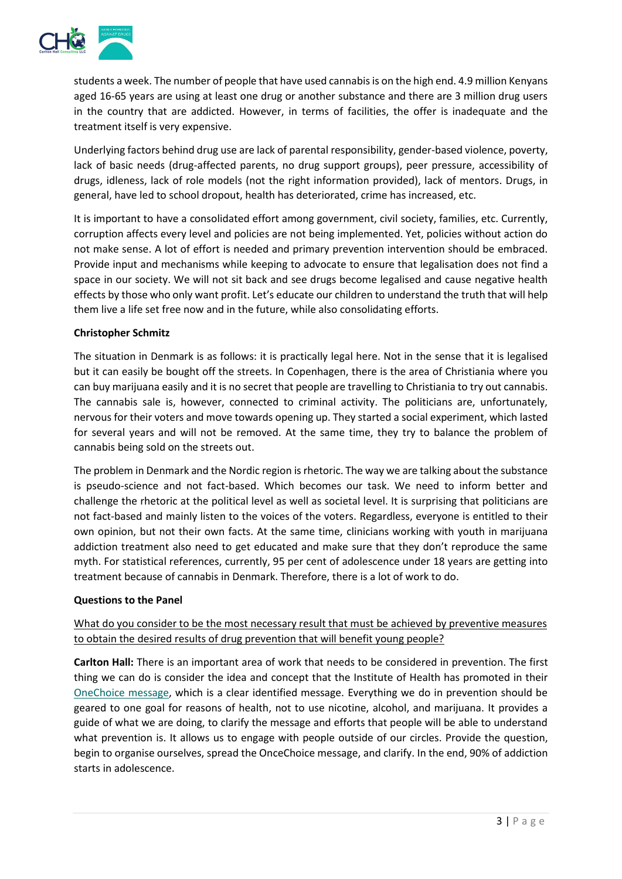students a week. The number of people that have used cannabis is on the high end. 4.9 million Kenyans aged 16-65 years are using at least one drug or another substance and there are 3 million drug users in the country that are addicted. However, in terms of facilities, the offer is inadequate and the treatment itself is very expensive.

Underlying factors behind drug use are lack of parental responsibility, gender-based violence, poverty, lack of basic needs (drug-affected parents, no drug support groups), peer pressure, accessibility of drugs, idleness, lack of role models (not the right information provided), lack of mentors. Drugs, in general, have led to school dropout, health has deteriorated, crime has increased, etc.

It is important to have a consolidated effort among government, civil society, families, etc. Currently, corruption affects every level and policies are not being implemented. Yet, policies without action do not make sense. A lot of effort is needed and primary prevention intervention should be embraced. Provide input and mechanisms while keeping to advocate to ensure that legalisation does not find a space in our society. We will not sit back and see drugs become legalised and cause negative health effects by those who only want profit. Let's educate our children to understand the truth that will help them live a life set free now and in the future, while also consolidating efforts.

**Christopher Schmitz**

The situation in Denmark is as follows: it is practically legal here. Not in the sense that it is legalised but it can easily be bought off the streets. In Copenhagen, there is the area of Christiania where you can buy marijuana easily and it is no secret that people are travelling to Christiania to try out cannabis. The cannabis sale is, however, connected to criminal activity. The politicians are, unfortunately, nervous for their voters and move towards opening up. They started a social experiment, which lasted for several years and will not be removed. At the same time, they try to balance the problem of cannabis being sold on the streets out.

The problem in Denmark and the Nordic region is rhetoric. The way we are talking about the substance is pseudo-science and not fact-based. Which becomes our task. We need to inform better and challenge the rhetoric at the political level as well as societal level. It is surprising that politicians are not fact-based and mainly listen to the voices of the voters. Regardless, everyone is entitled to their own opinion, but not their own facts. At the same time, clinicians working with youth in marijuana addiction treatment also need to get educated and make sure that they don't reproduce the same myth. For statistical references, currently, 95 per cent of adolescence under 18 years are getting into treatment because of cannabis in Denmark. Therefore, there is a lot of work to do.

**Questions to the Panel**

<u>What do you consider to be the most necessary result that must be achieved by preventive measures to obtain the desired results of drug prevention that will benefit young people?</u>

**Carlton Hall:** There is an important area of work that needs to be considered in prevention. The first thing we can do is consider the idea and concept that the Institute of Health has promoted in their OneChoice message, which is a clear identified message. Everything we do in prevention should be geared to one goal for reasons of health, not to use nicotine, alcohol, and marijuana. It provides a guide of what we are doing, to clarify the message and efforts that people will be able to understand what prevention is. It allows us to engage with people outside of our circles. Provide the question, begin to organise ourselves, spread the OnceChoice message, and clarify. In the end, 90% of addiction starts in adolescence.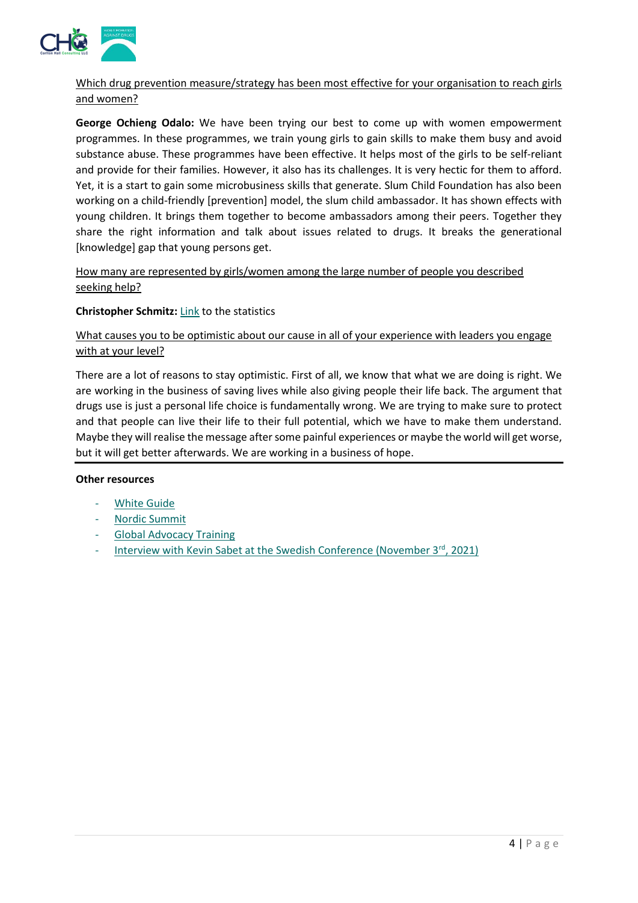Which drug prevention measure/strategy has been most effective for your organisation to reach girls and women?

**George Ochieng Odalo:** We have been trying our best to come up with women empowerment programmes. In these programmes, we train young girls to gain skills to make them busy and avoid substance abuse. These programmes have been effective. It helps most of the girls to be self-reliant and provide for their families. However, it also has its challenges. It is very hectic for them to afford. Yet, it is a start to gain some microbusiness skills that generate. Slum Child Foundation has also been working on a child-friendly [prevention] model, the slum child ambassador. It has shown effects with young children. It brings them together to become ambassadors among their peers. Together they share the right information and talk about issues related to drugs. It breaks the generational [knowledge] gap that young persons get.

How many are represented by girls/women among the large number of people you described seeking help?

**Christopher Schmitz:** Link to the statistics

What causes you to be optimistic about our cause in all of your experience with leaders you engage with at your level?

There are a lot of reasons to stay optimistic. First of all, we know that what we are doing is right. We are working in the business of saving lives while also giving people their life back. The argument that drugs use is just a personal life choice is fundamentally wrong. We are trying to make sure to protect and that people can live their life to their full potential, which we have to make them understand. Maybe they will realise the message after some painful experiences or maybe the world will get worse, but it will get better afterwards. We are working in a business of hope.

---

**Other resources**

- White Guide
- Nordic Summit
- Global Advocacy Training
- Interview with Kevin Sabet at the Swedish Conference (November 3rd, 2021)